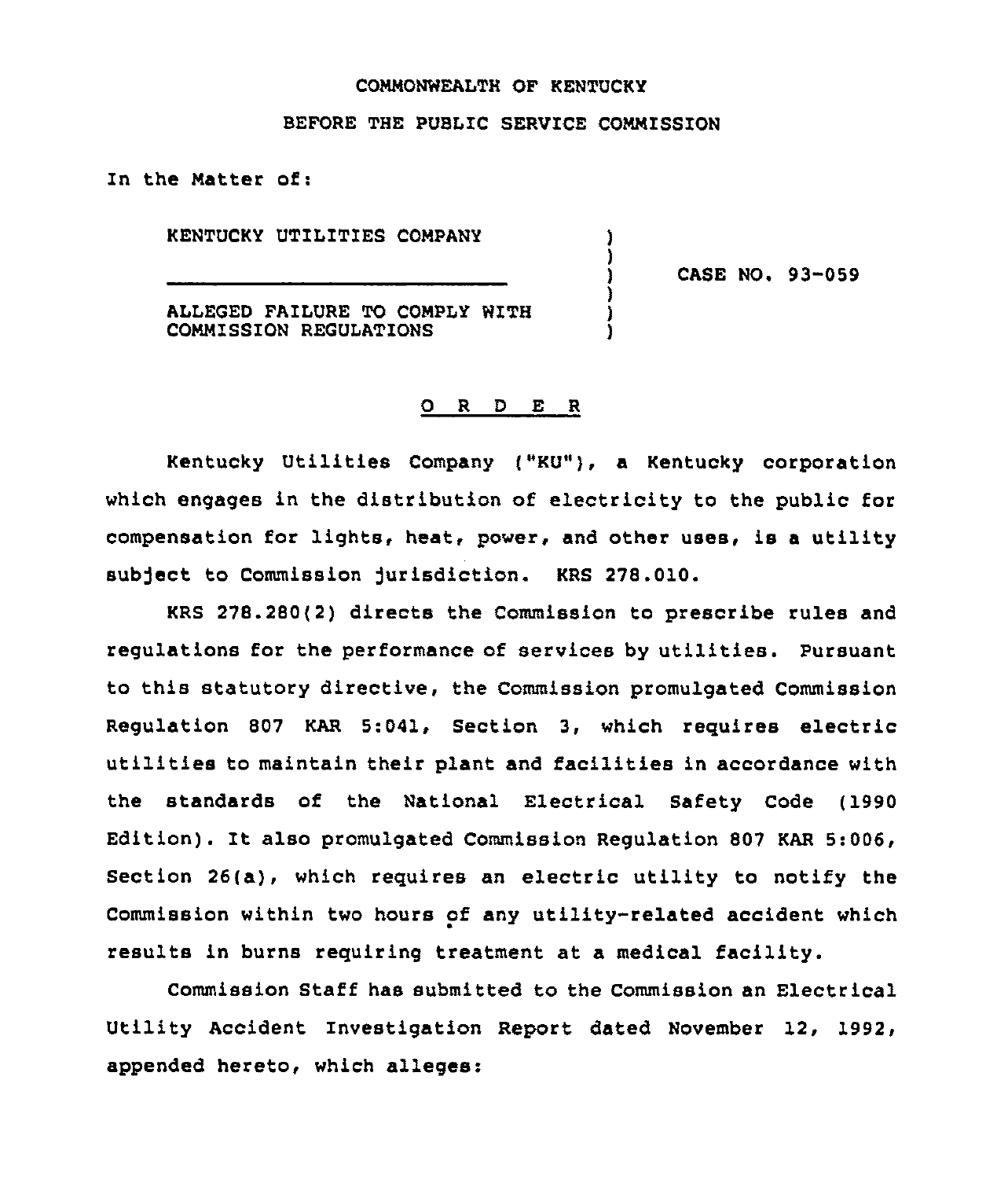COMMONWEALTH OF KENTUCKY

BEFORE THE PUBLIC SERVICE COMMISSION

In the Matter of:

| | | |
|---|---|---|
| KENTUCKY UTILITIES COMPANY | ) | |
| | ) | CASE NO. 93-059 |
| ALLEGED FAILURE TO COMPLY WITH COMMISSION REGULATIONS | ) | |

## O R D E R

Kentucky Utilities Company ("KU"), a Kentucky corporation which engages in the distribution of electricity to the public for compensation for lights, heat, power, and other uses, is a utility subject to Commission jurisdiction. KRS 278.010.

KRS 278.280(2) directs the Commission to prescribe rules and regulations for the performance of services by utilities. Pursuant to this statutory directive, the Commission promulgated Commission Regulation 807 KAR 5:041, Section 3, which requires electric utilities to maintain their plant and facilities in accordance with the standards of the National Electrical Safety Code (1990 Edition). It also promulgated Commission Regulation 807 KAR 5:006, Section 26(a), which requires an electric utility to notify the Commission within two hours of any utility-related accident which results in burns requiring treatment at a medical facility.

Commission Staff has submitted to the Commission an Electrical Utility Accident Investigation Report dated November 12, 1992, appended hereto, which alleges: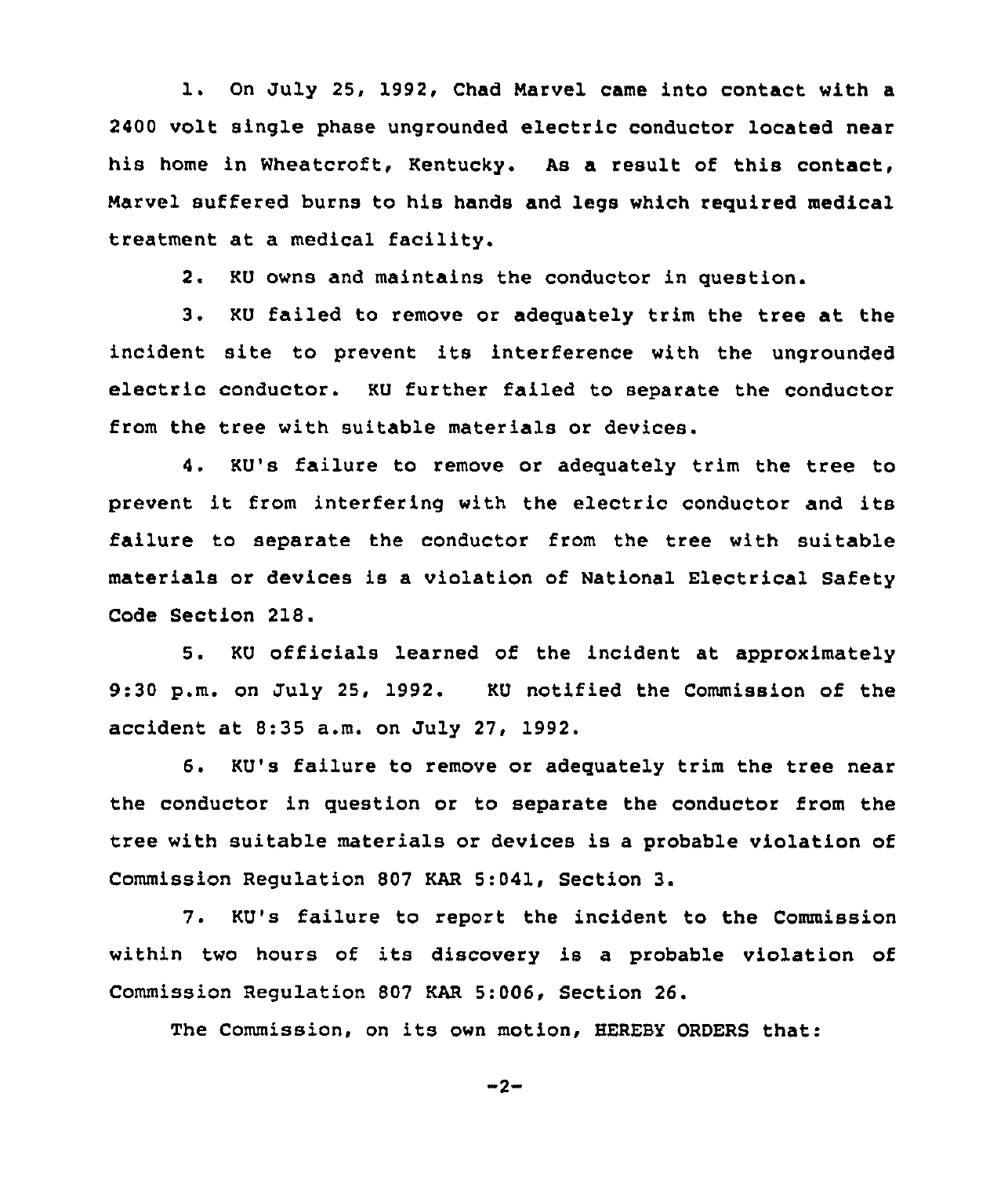1. On July 25, 1992, Chad Marvel came into contact with a 2400 volt single phase ungrounded electric conductor located near his home in Wheatcroft, Kentucky. As a result of this contact, Marvel suffered burns to his hands and legs which required medical treatment at a medical facility.

2. KU owns and maintains the conductor in question.

3. KU failed to remove or adequately trim the tree at the incident site to prevent its interference with the ungrounded electric conductor. KU further failed to separate the conductor from the tree with suitable materials or devices.

4. KU's failure to remove or adequately trim the tree to prevent it from interfering with the electric conductor and its failure to separate the conductor from the tree with suitable materials or devices is a violation of National Electrical Safety Code Section 218.

5. KU officials learned of the incident at approximately 9:30 p.m. on July 25, 1992. KU notified the Commission of the accident at 8:35 a.m. on July 27, 1992.

6. KU's failure to remove or adequately trim the tree near the conductor in question or to separate the conductor from the tree with suitable materials or devices is a probable violation of Commission Regulation 807 KAR 5:041, Section 3.

7. KU's failure to report the incident to the Commission within two hours of its discovery is a probable violation of Commission Regulation 807 KAR 5:006, Section 26.

The Commission, on its own motion, HEREBY ORDERS that: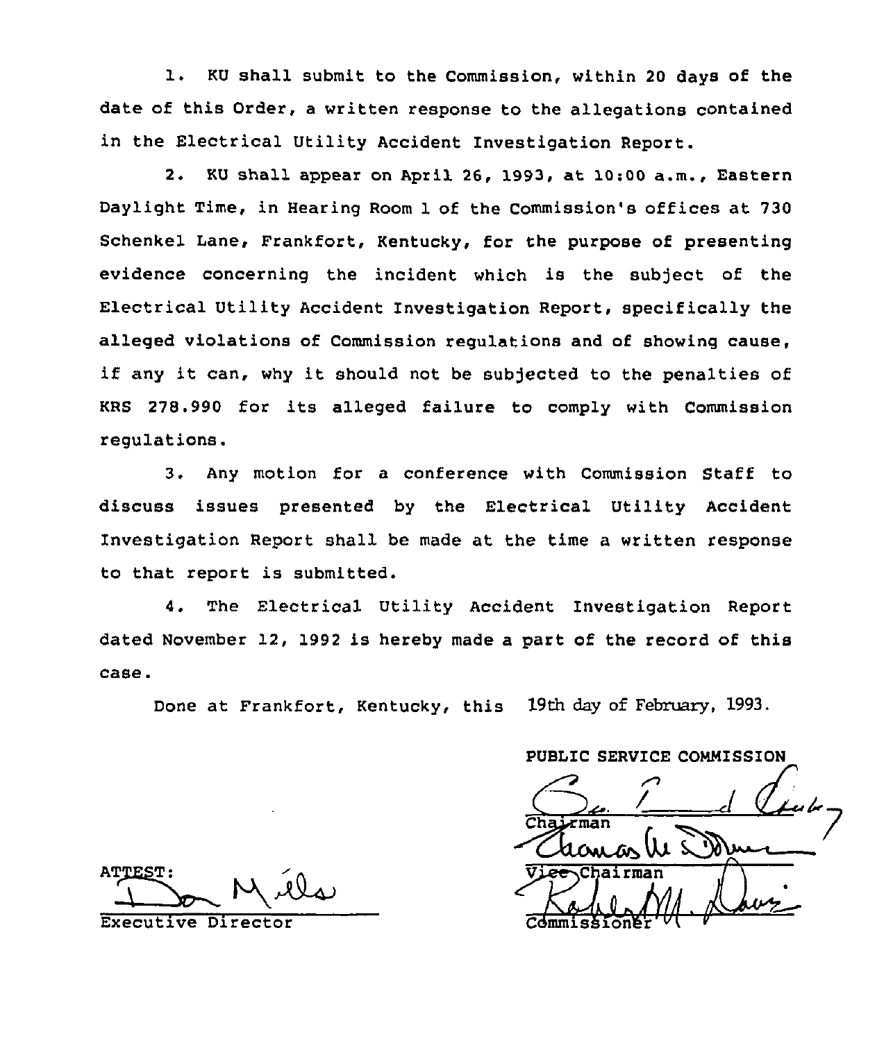1. KU shall submit to the Commission, within 20 days of the date of this Order, a written response to the allegations contained in the Electrical Utility Accident Investigation Report.

2. KU shall appear on April 26, 1993, at 10:00 a.m., Eastern Daylight Time, in Hearing Room 1 of the Commission's offices at 730 Schenkel Lane, Frankfort, Kentucky, for the purpose of presenting evidence concerning the incident which is the subject of the Electrical Utility Accident Investigation Report, specifically the alleged violations of Commission regulations and of showing cause, if any it can, why it should not be subjected to the penalties of KRS 278.990 for its alleged failure to comply with Commission regulations.

3. Any motion for a conference with Commission Staff to discuss issues presented by the Electrical Utility Accident Investigation Report shall be made at the time a written response to that report is submitted.

4. The Electrical Utility Accident Investigation Report dated November 12, 1992 is hereby made a part of the record of this case.

Done at Frankfort, Kentucky, this 19th day of February, 1993.

PUBLIC SERVICE COMMISSION

Chairman

Vice Chairman

Commissioner

ATTEST:

Executive Director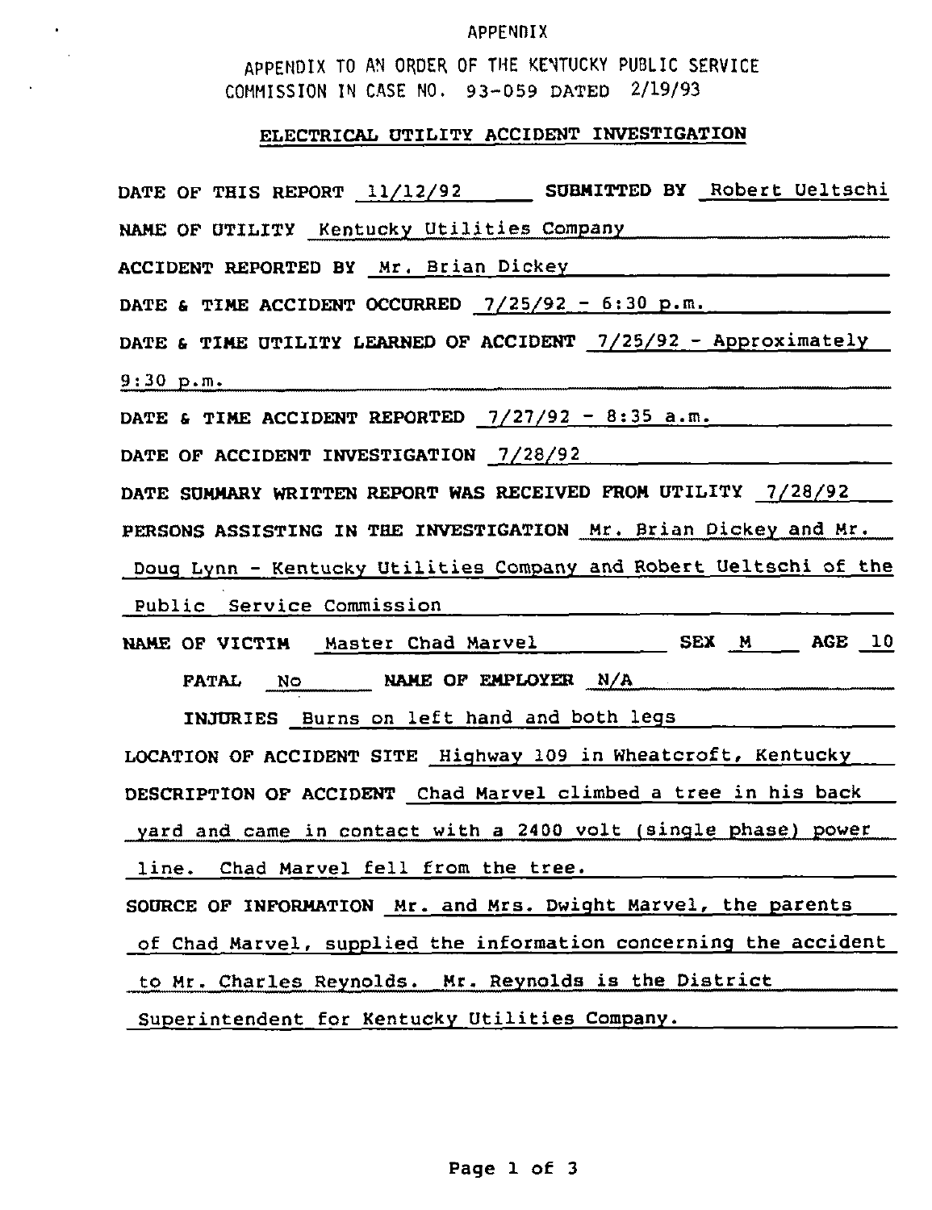APPENDIX

APPENDIX TO AN ORDER OF THE KENTUCKY PUBLIC SERVICE COMMISSION IN CASE NO. 93-059 DATED 2/19/93

## ELECTRICAL UTILITY ACCIDENT INVESTIGATION

**DATE OF THIS REPORT** 11/12/92 **SUBMITTED BY** Robert Ueltschi

**NAME OF UTILITY** Kentucky Utilities Company

**ACCIDENT REPORTED BY** Mr. Brian Dickey

**DATE & TIME ACCIDENT OCCURRED** 7/25/92 - 6:30 p.m.

**DATE & TIME UTILITY LEARNED OF ACCIDENT** 7/25/92 - Approximately 9:30 p.m.

**DATE & TIME ACCIDENT REPORTED** 7/27/92 - 8:35 a.m.

**DATE OF ACCIDENT INVESTIGATION** 7/28/92

**DATE SUMMARY WRITTEN REPORT WAS RECEIVED FROM UTILITY** 7/28/92

**PERSONS ASSISTING IN THE INVESTIGATION** Mr. Brian Dickey and Mr. Doug Lynn - Kentucky Utilities Company and Robert Ueltschi of the Public Service Commission

**NAME OF VICTIM** Master Chad Marvel **SEX** M **AGE** 10

**FATAL** No **NAME OF EMPLOYER** N/A

**INJURIES** Burns on left hand and both legs

**LOCATION OF ACCIDENT SITE** Highway 109 in Wheatcroft, Kentucky

**DESCRIPTION OF ACCIDENT** Chad Marvel climbed a tree in his back yard and came in contact with a 2400 volt (single phase) power line. Chad Marvel fell from the tree.

**SOURCE OF INFORMATION** Mr. and Mrs. Dwight Marvel, the parents of Chad Marvel, supplied the information concerning the accident to Mr. Charles Reynolds. Mr. Reynolds is the District Superintendent for Kentucky Utilities Company.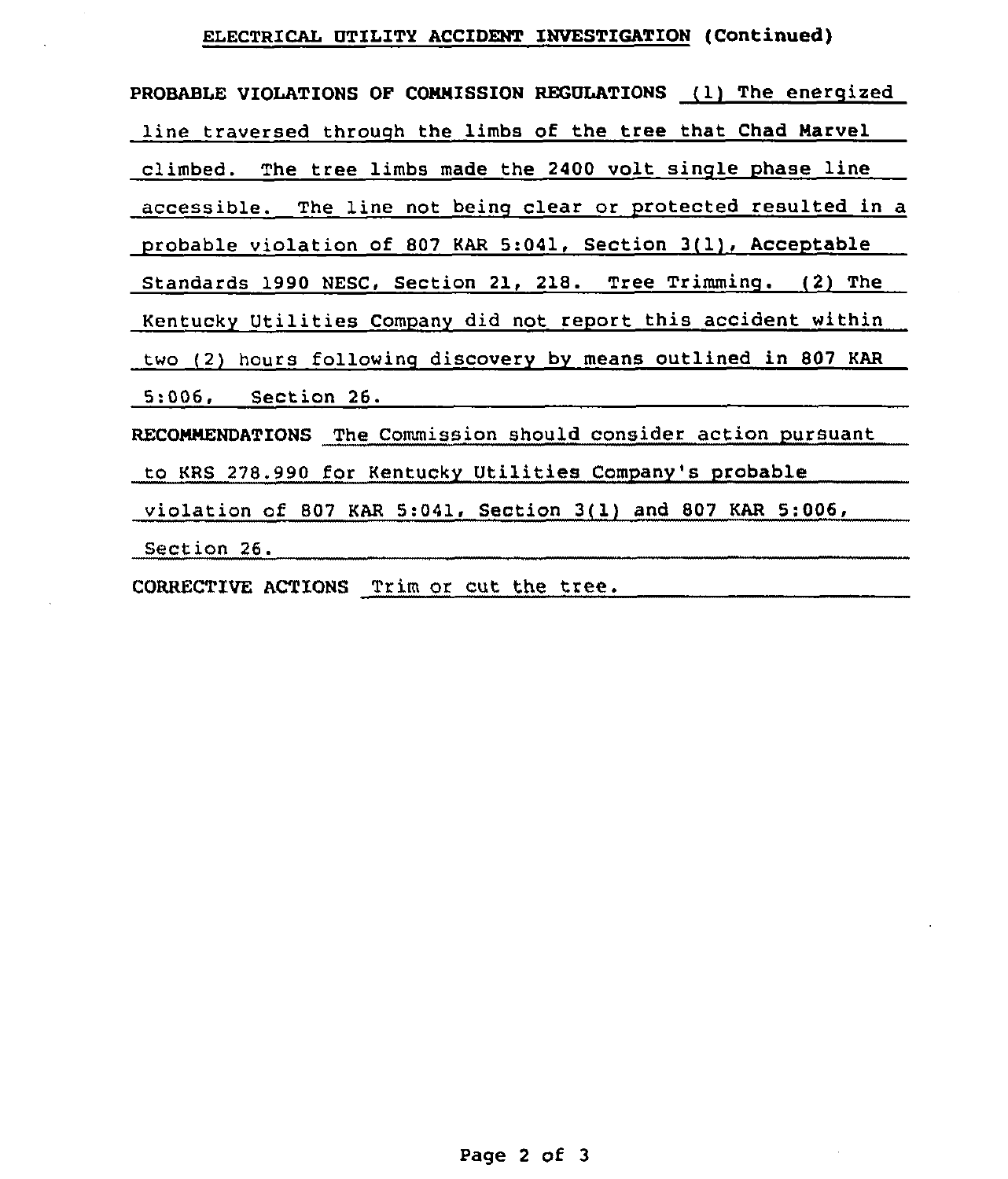## ELECTRICAL UTILITY ACCIDENT INVESTIGATION (Continued)

**PROBABLE VIOLATIONS OF COMMISSION REGULATIONS** (1) The energized line traversed through the limbs of the tree that Chad Marvel climbed. The tree limbs made the 2400 volt single phase line accessible. The line not being clear or protected resulted in a probable violation of 807 KAR 5:041, Section 3(1), Acceptable Standards 1990 NESC, Section 21, 218. Tree Trimming. (2) The Kentucky Utilities Company did not report this accident within two (2) hours following discovery by means outlined in 807 KAR 5:006, Section 26.

**RECOMMENDATIONS** The Commission should consider action pursuant to KRS 278.990 for Kentucky Utilities Company's probable violation of 807 KAR 5:041, Section 3(1) and 807 KAR 5:006, Section 26.

**CORRECTIVE ACTIONS** Trim or cut the tree.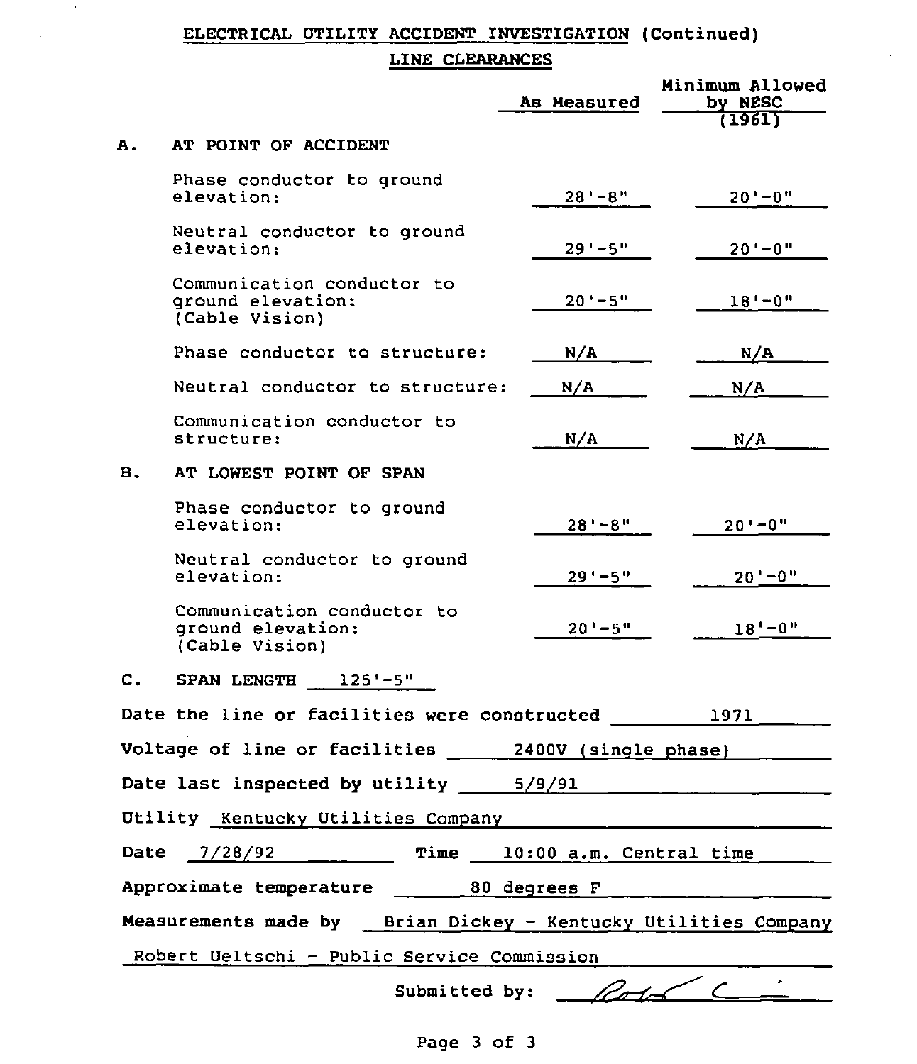## ELECTRICAL UTILITY ACCIDENT INVESTIGATION (Continued)

### LINE CLEARANCES

| | | As Measured | Minimum Allowed by NESC (1961) |
|---|---|---|---|
| **A.** | **AT POINT OF ACCIDENT** | | |
| | Phase conductor to ground elevation: | 28'-8" | 20'-0" |
| | Neutral conductor to ground elevation: | 29'-5" | 20'-0" |
| | Communication conductor to ground elevation: (Cable Vision) | 20'-5" | 18'-0" |
| | Phase conductor to structure: | N/A | N/A |
| | Neutral conductor to structure: | N/A | N/A |
| | Communication conductor to structure: | N/A | N/A |
| **B.** | **AT LOWEST POINT OF SPAN** | | |
| | Phase conductor to ground elevation: | 28'-8" | 20'-0" |
| | Neutral conductor to ground elevation: | 29'-5" | 20'-0" |
| | Communication conductor to ground elevation: (Cable Vision) | 20'-5" | 18'-0" |

**C.** **SPAN LENGTH** 125'-5"

Date the line or facilities were constructed 1971

Voltage of line or facilities 2400V (single phase)

Date last inspected by utility 5/9/91

Utility Kentucky Utilities Company

Date 7/28/92 Time 10:00 a.m. Central time

Approximate temperature 80 degrees F

Measurements made by Brian Dickey - Kentucky Utilities Company

Robert Ueltschi - Public Service Commission

Submitted by: [signature]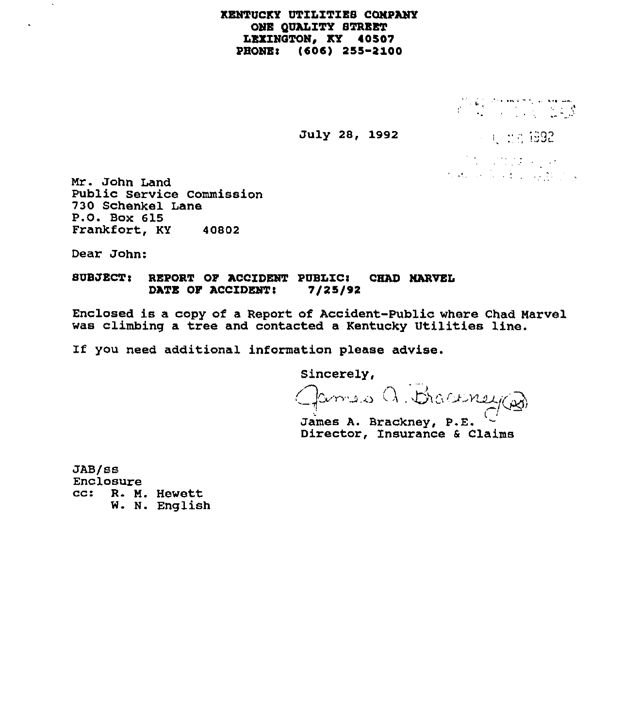**KENTUCKY UTILITIES COMPANY**
**ONE QUALITY STREET**
**LEXINGTON, KY 40507**
**PHONE: (606) 255-2100**

July 28, 1992

Mr. John Land
Public Service Commission
730 Schenkel Lane
P.O. Box 615
Frankfort, KY 40802

Dear John:

**SUBJECT: REPORT OF ACCIDENT PUBLIC: CHAD MARVEL**
**DATE OF ACCIDENT: 7/25/92**

Enclosed is a copy of a Report of Accident-Public where Chad Marvel was climbing a tree and contacted a Kentucky Utilities line.

If you need additional information please advise.

Sincerely,

James A. Brackney (ss)

James A. Brackney, P.E.
Director, Insurance & Claims

JAB/ss
Enclosure
cc: R. M. Hewett
W. N. English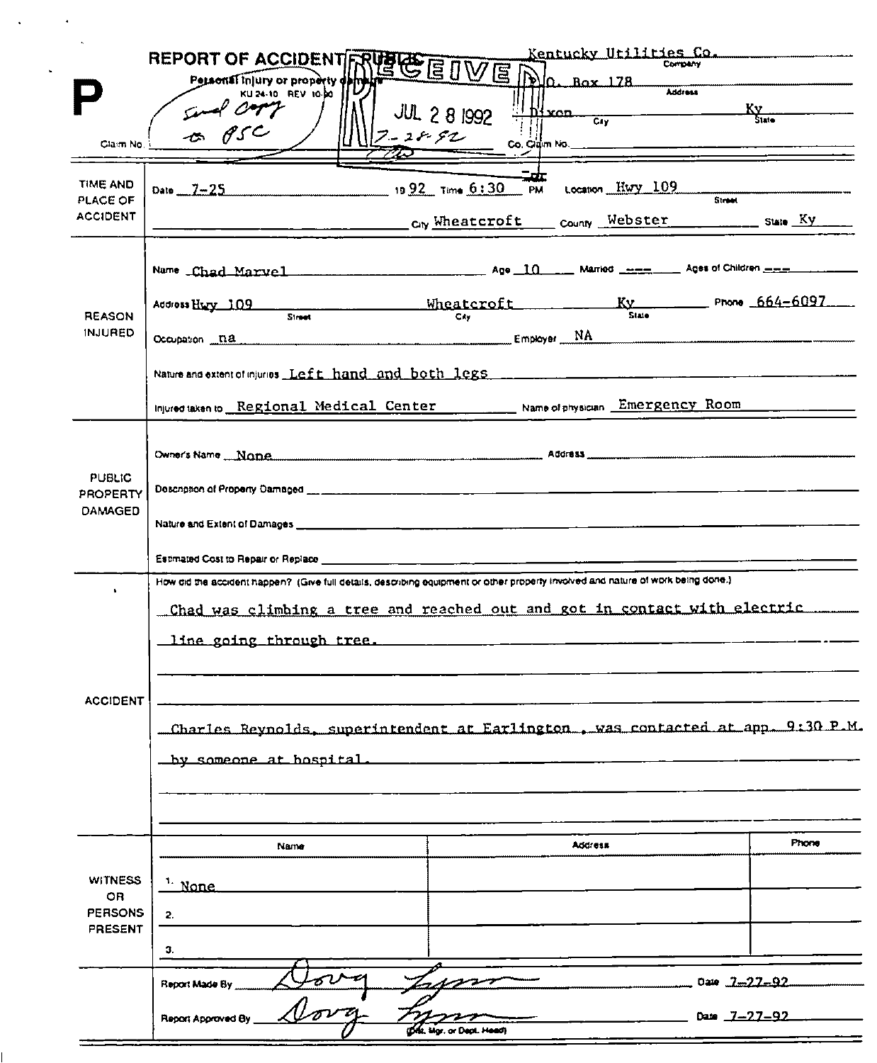# REPORT OF ACCIDENT — PUBLIC

**P**

Personal Injury or property damage
KU 24-10 REV 10-90

*Send copy to PSC*

**RECEIVED**
JUL 28 1992
*7-28-92*

Claim No. ________

Company: Kentucky Utilities Co.
Address: P.O. Box 178
City: Dixon State: Ky
Co. Claim No. ________

## TIME AND PLACE OF ACCIDENT

Date: 7-25 19 92 Time: 6:30 PM Location: Hwy 109 (Street)

City: Wheatcroft County: Webster State: Ky

## REASON INJURED

Name: Chad Marvel Age: 10 Married: --- Ages of Children: ---

Address: Hwy 109 (Street) Wheatcroft (City) Ky (State) Phone: 664-6097

Occupation: na Employer: NA

Nature and extent of injuries: Left hand and both legs

Injured taken to: Regional Medical Center Name of physician: Emergency Room

## PUBLIC PROPERTY DAMAGED

Owner's Name: None Address: ________

Description of Property Damaged: ________

Nature and Extent of Damages: ________

Estimated Cost to Repair or Replace: ________

## ACCIDENT

How did the accident happen? (Give full details, describing equipment or other property involved and nature of work being done.)

Chad was climbing a tree and reached out and got in contact with electric line going through tree.

Charles Reynolds, superintendent at Earlington, was contacted at app. 9:30 P.M. by someone at hospital.

## WITNESS OR PERSONS PRESENT

| | Name | Address | Phone |
|---|---|---|---|
| 1. | None | | |
| 2. | | | |
| 3. | | | |

Report Made By: *Doug Lynn* Date: 7-27-92

Report Approved By: *Doug Lynn* (Dist. Mgr. or Dept. Head) Date: 7-27-92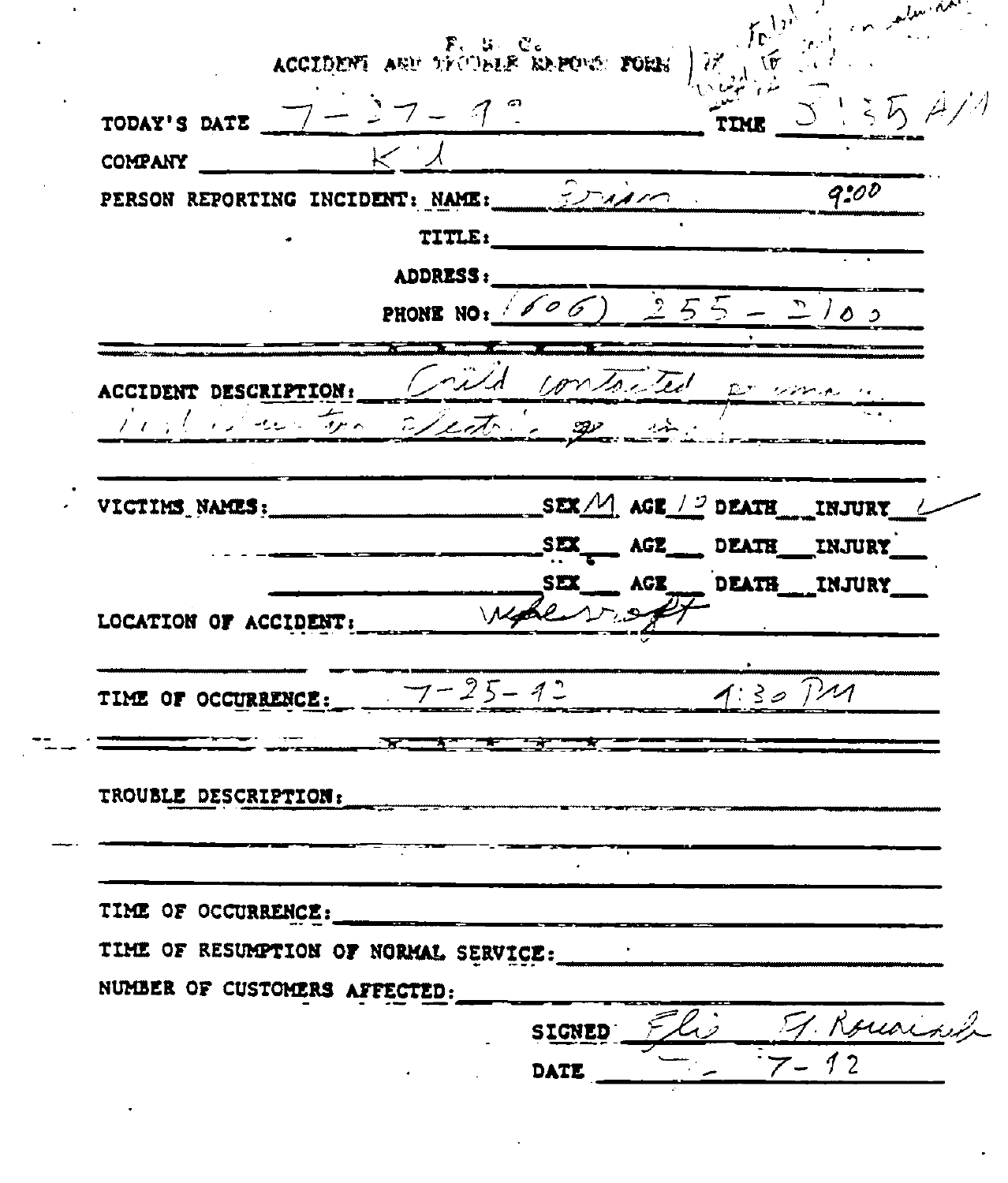F. S. C.

# ACCIDENT AND TROUBLE REPORT FORM

TODAY'S DATE 7-27-92 TIME 5:35 AM

COMPANY KU

PERSON REPORTING INCIDENT: NAME: Brian 9:00

TITLE:

ADDRESS:

PHONE NO: (606) 255-2100

★ ★ ★ ★ ★

ACCIDENT DESCRIPTION: Child contacted primary

VICTIMS NAMES: SEX M AGE 12 DEATH INJURY ✓

SEX AGE DEATH INJURY

SEX AGE DEATH INJURY

LOCATION OF ACCIDENT:

TIME OF OCCURRENCE: 7-25-92 1:30 PM

★ ★ ★ ★ ★

TROUBLE DESCRIPTION:

TIME OF OCCURRENCE:

TIME OF RESUMPTION OF NORMAL SERVICE:

NUMBER OF CUSTOMERS AFFECTED:

SIGNED

DATE 7-27-92